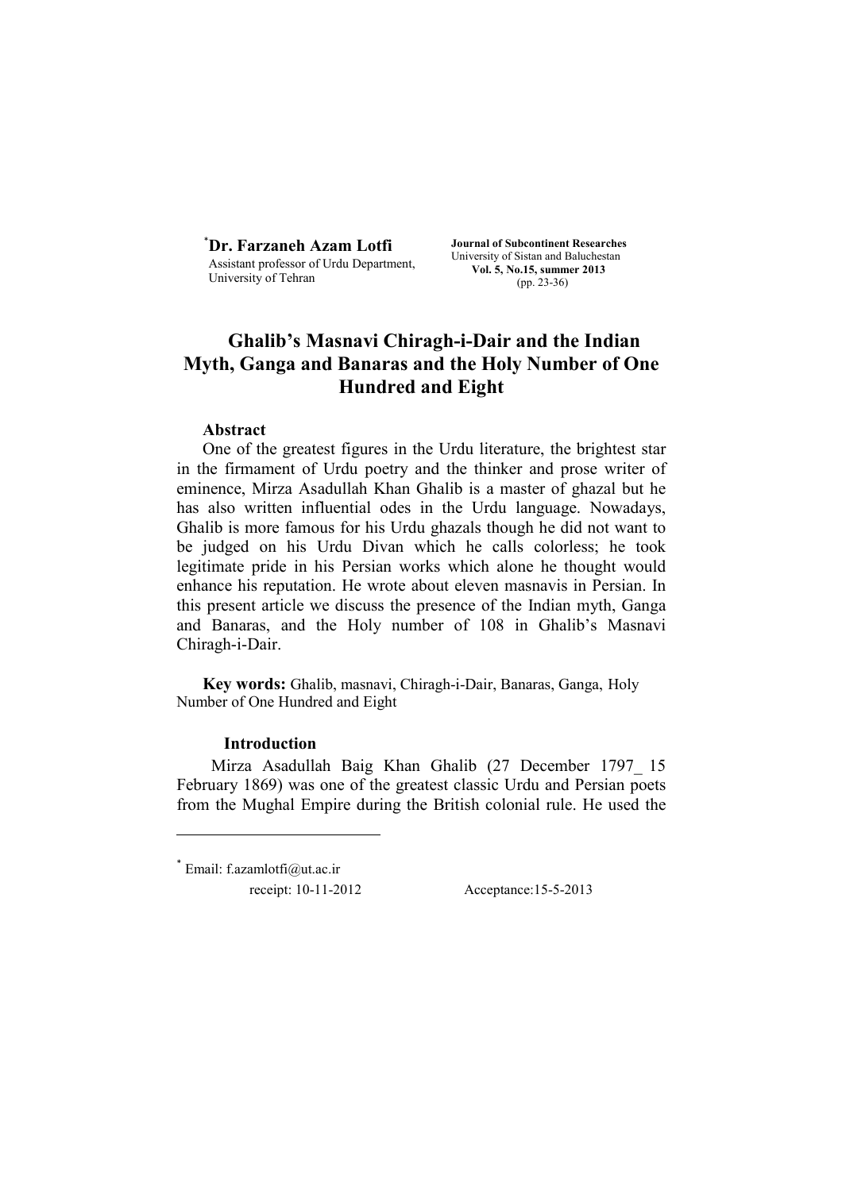*Dr. Farzaneh Azam Lotfi
Assistant professor of Urdu Department, University of Tehran

**Journal of Subcontinent Researches**
University of Sistan and Baluchestan
**Vol. 5, No.15, summer 2013**
(pp. 23-36)

# Ghalib's Masnavi Chiragh-i-Dair and the Indian Myth, Ganga and Banaras and the Holy Number of One Hundred and Eight

## Abstract

One of the greatest figures in the Urdu literature, the brightest star in the firmament of Urdu poetry and the thinker and prose writer of eminence, Mirza Asadullah Khan Ghalib is a master of ghazal but he has also written influential odes in the Urdu language. Nowadays, Ghalib is more famous for his Urdu ghazals though he did not want to be judged on his Urdu Divan which he calls colorless; he took legitimate pride in his Persian works which alone he thought would enhance his reputation. He wrote about eleven masnavis in Persian. In this present article we discuss the presence of the Indian myth, Ganga and Banaras, and the Holy number of 108 in Ghalib's Masnavi Chiragh-i-Dair.

**Key words:** Ghalib, masnavi, Chiragh-i-Dair, Banaras, Ganga, Holy Number of One Hundred and Eight

## Introduction

Mirza Asadullah Baig Khan Ghalib (27 December 1797_ 15 February 1869) was one of the greatest classic Urdu and Persian poets from the Mughal Empire during the British colonial rule. He used the

---

* Email: f.azamlotfi@ut.ac.ir

receipt: 10-11-2012 Acceptance:15-5-2013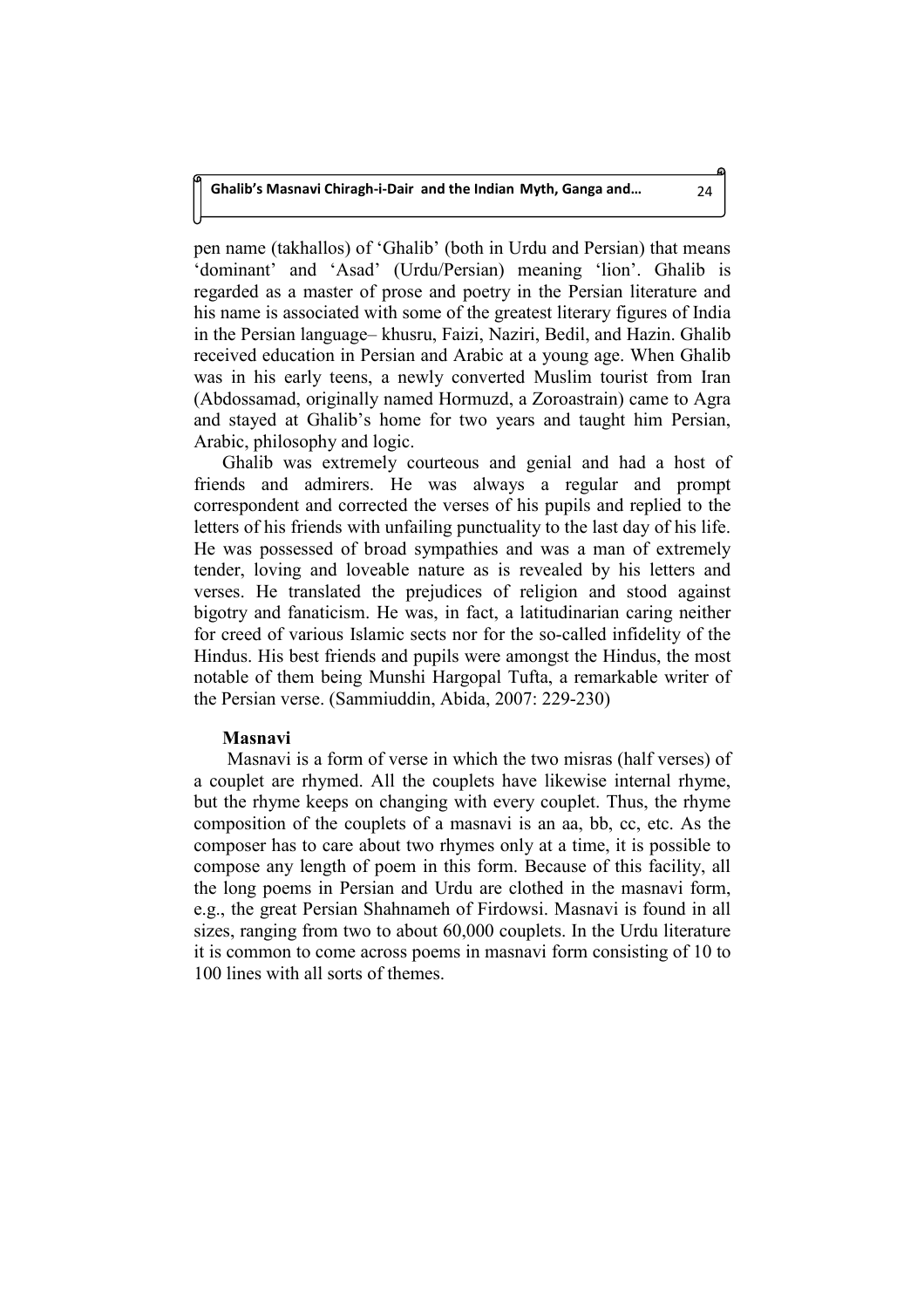pen name (takhallos) of 'Ghalib' (both in Urdu and Persian) that means 'dominant' and 'Asad' (Urdu/Persian) meaning 'lion'. Ghalib is regarded as a master of prose and poetry in the Persian literature and his name is associated with some of the greatest literary figures of India in the Persian language– khusru, Faizi, Naziri, Bedil, and Hazin. Ghalib received education in Persian and Arabic at a young age. When Ghalib was in his early teens, a newly converted Muslim tourist from Iran (Abdossamad, originally named Hormuzd, a Zoroastrain) came to Agra and stayed at Ghalib's home for two years and taught him Persian, Arabic, philosophy and logic.

Ghalib was extremely courteous and genial and had a host of friends and admirers. He was always a regular and prompt correspondent and corrected the verses of his pupils and replied to the letters of his friends with unfailing punctuality to the last day of his life. He was possessed of broad sympathies and was a man of extremely tender, loving and loveable nature as is revealed by his letters and verses. He translated the prejudices of religion and stood against bigotry and fanaticism. He was, in fact, a latitudinarian caring neither for creed of various Islamic sects nor for the so-called infidelity of the Hindus. His best friends and pupils were amongst the Hindus, the most notable of them being Munshi Hargopal Tufta, a remarkable writer of the Persian verse. (Sammiuddin, Abida, 2007: 229-230)

**Masnavi**

Masnavi is a form of verse in which the two misras (half verses) of a couplet are rhymed. All the couplets have likewise internal rhyme, but the rhyme keeps on changing with every couplet. Thus, the rhyme composition of the couplets of a masnavi is an aa, bb, cc, etc. As the composer has to care about two rhymes only at a time, it is possible to compose any length of poem in this form. Because of this facility, all the long poems in Persian and Urdu are clothed in the masnavi form, e.g., the great Persian Shahnameh of Firdowsi. Masnavi is found in all sizes, ranging from two to about 60,000 couplets. In the Urdu literature it is common to come across poems in masnavi form consisting of 10 to 100 lines with all sorts of themes.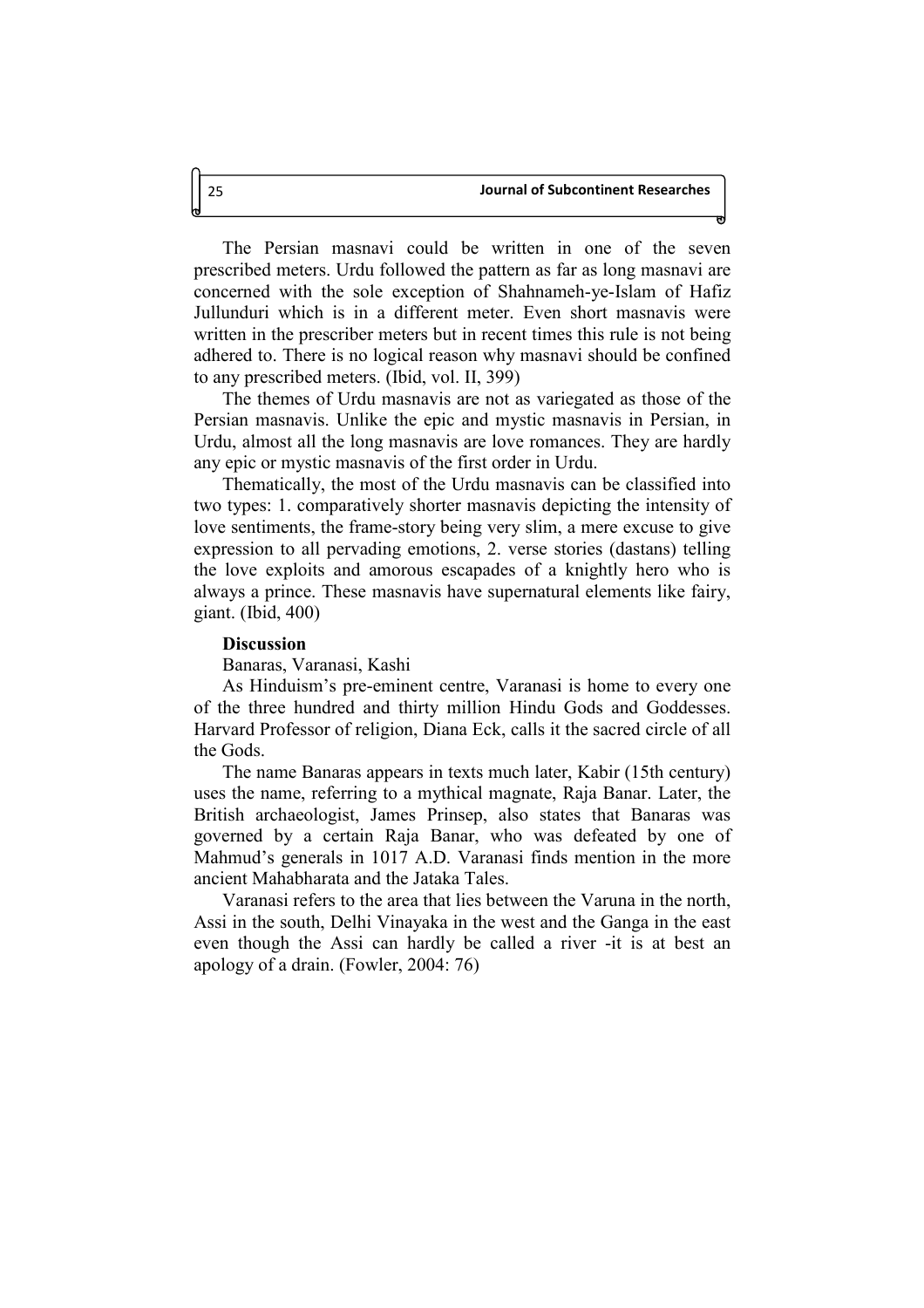The Persian masnavi could be written in one of the seven prescribed meters. Urdu followed the pattern as far as long masnavi are concerned with the sole exception of Shahnameh-ye-Islam of Hafiz Jullunduri which is in a different meter. Even short masnavis were written in the prescriber meters but in recent times this rule is not being adhered to. There is no logical reason why masnavi should be confined to any prescribed meters. (Ibid, vol. II, 399)

The themes of Urdu masnavis are not as variegated as those of the Persian masnavis. Unlike the epic and mystic masnavis in Persian, in Urdu, almost all the long masnavis are love romances. They are hardly any epic or mystic masnavis of the first order in Urdu.

Thematically, the most of the Urdu masnavis can be classified into two types: 1. comparatively shorter masnavis depicting the intensity of love sentiments, the frame-story being very slim, a mere excuse to give expression to all pervading emotions, 2. verse stories (dastans) telling the love exploits and amorous escapades of a knightly hero who is always a prince. These masnavis have supernatural elements like fairy, giant. (Ibid, 400)

**Discussion**

Banaras, Varanasi, Kashi

As Hinduism's pre-eminent centre, Varanasi is home to every one of the three hundred and thirty million Hindu Gods and Goddesses. Harvard Professor of religion, Diana Eck, calls it the sacred circle of all the Gods.

The name Banaras appears in texts much later, Kabir (15th century) uses the name, referring to a mythical magnate, Raja Banar. Later, the British archaeologist, James Prinsep, also states that Banaras was governed by a certain Raja Banar, who was defeated by one of Mahmud's generals in 1017 A.D. Varanasi finds mention in the more ancient Mahabharata and the Jataka Tales.

Varanasi refers to the area that lies between the Varuna in the north, Assi in the south, Delhi Vinayaka in the west and the Ganga in the east even though the Assi can hardly be called a river -it is at best an apology of a drain. (Fowler, 2004: 76)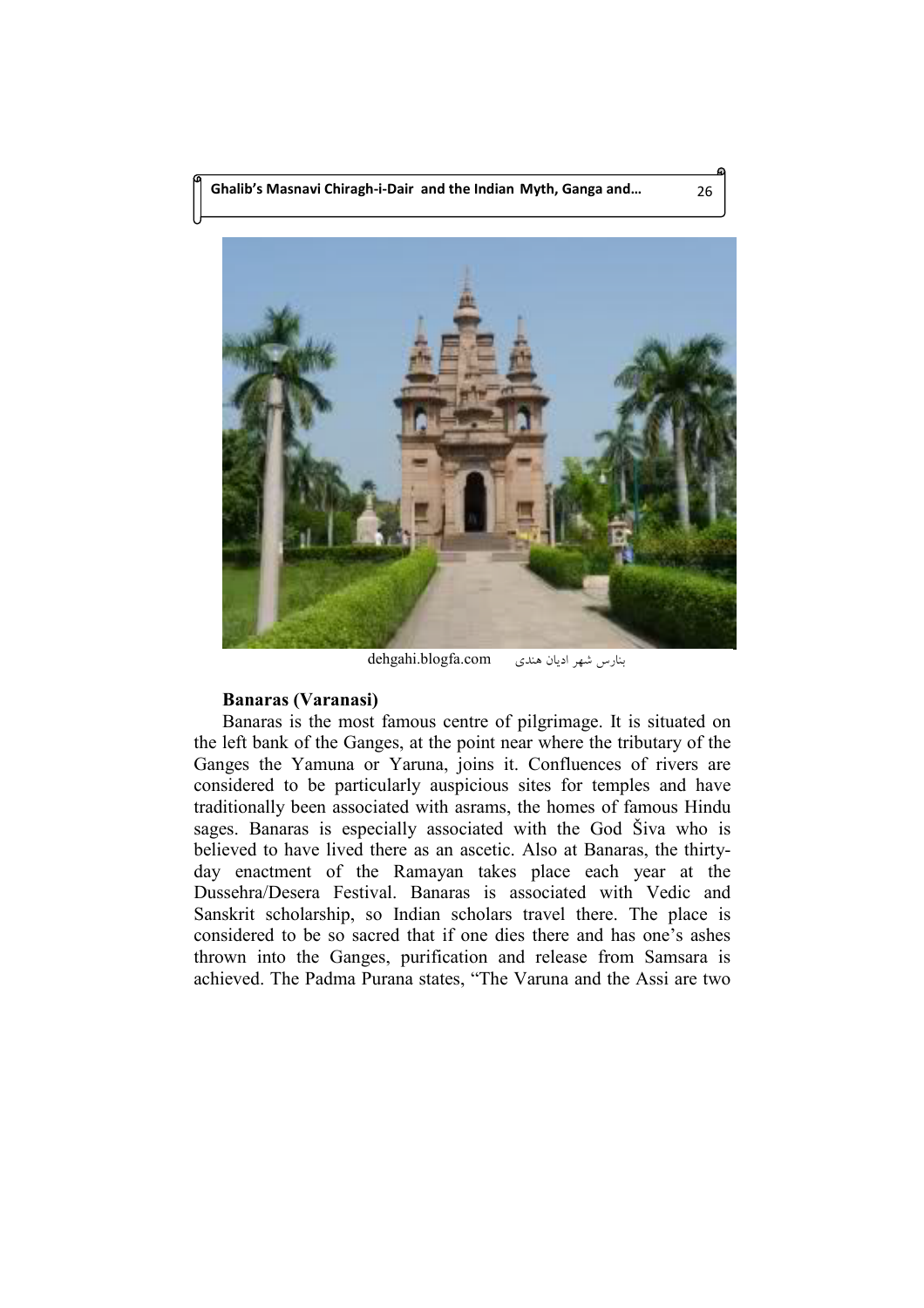dehgahi.blogfa.com بنارس شهر ادیان هندی

### Banaras (Varanasi)

Banaras is the most famous centre of pilgrimage. It is situated on the left bank of the Ganges, at the point near where the tributary of the Ganges the Yamuna or Yaruna, joins it. Confluences of rivers are considered to be particularly auspicious sites for temples and have traditionally been associated with asrams, the homes of famous Hindu sages. Banaras is especially associated with the God Šiva who is believed to have lived there as an ascetic. Also at Banaras, the thirty-day enactment of the Ramayan takes place each year at the Dussehra/Desera Festival. Banaras is associated with Vedic and Sanskrit scholarship, so Indian scholars travel there. The place is considered to be so sacred that if one dies there and has one's ashes thrown into the Ganges, purification and release from Samsara is achieved. The Padma Purana states, "The Varuna and the Assi are two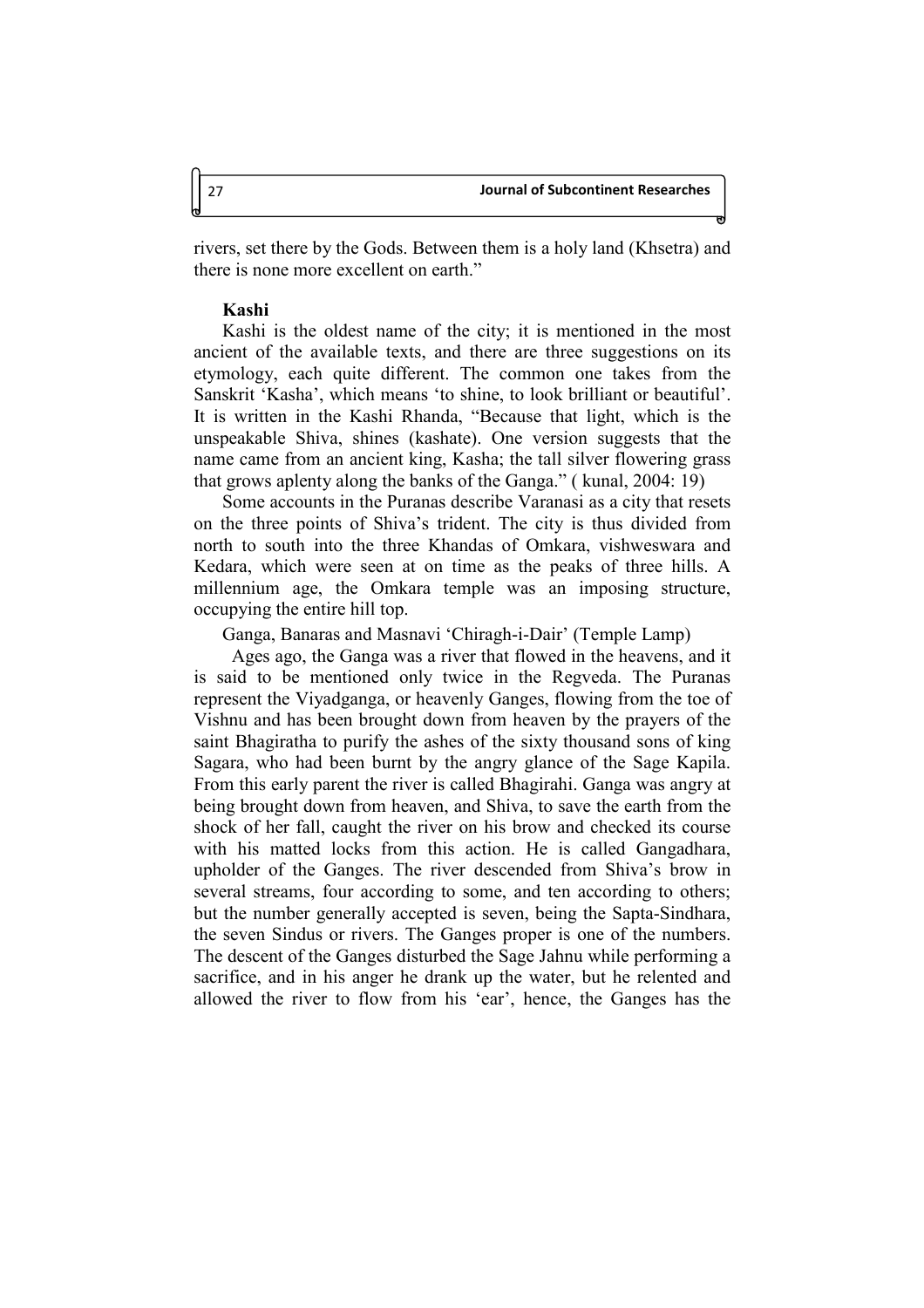rivers, set there by the Gods. Between them is a holy land (Khsetra) and there is none more excellent on earth."

### Kashi

Kashi is the oldest name of the city; it is mentioned in the most ancient of the available texts, and there are three suggestions on its etymology, each quite different. The common one takes from the Sanskrit 'Kasha', which means 'to shine, to look brilliant or beautiful'. It is written in the Kashi Rhanda, "Because that light, which is the unspeakable Shiva, shines (kashate). One version suggests that the name came from an ancient king, Kasha; the tall silver flowering grass that grows aplenty along the banks of the Ganga." ( kunal, 2004: 19)

Some accounts in the Puranas describe Varanasi as a city that resets on the three points of Shiva's trident. The city is thus divided from north to south into the three Khandas of Omkara, vishweswara and Kedara, which were seen at on time as the peaks of three hills. A millennium age, the Omkara temple was an imposing structure, occupying the entire hill top.

Ganga, Banaras and Masnavi 'Chiragh-i-Dair' (Temple Lamp)

Ages ago, the Ganga was a river that flowed in the heavens, and it is said to be mentioned only twice in the Regveda. The Puranas represent the Viyadganga, or heavenly Ganges, flowing from the toe of Vishnu and has been brought down from heaven by the prayers of the saint Bhagiratha to purify the ashes of the sixty thousand sons of king Sagara, who had been burnt by the angry glance of the Sage Kapila. From this early parent the river is called Bhagirahi. Ganga was angry at being brought down from heaven, and Shiva, to save the earth from the shock of her fall, caught the river on his brow and checked its course with his matted locks from this action. He is called Gangadhara, upholder of the Ganges. The river descended from Shiva's brow in several streams, four according to some, and ten according to others; but the number generally accepted is seven, being the Sapta-Sindhara, the seven Sindus or rivers. The Ganges proper is one of the numbers. The descent of the Ganges disturbed the Sage Jahnu while performing a sacrifice, and in his anger he drank up the water, but he relented and allowed the river to flow from his 'ear', hence, the Ganges has the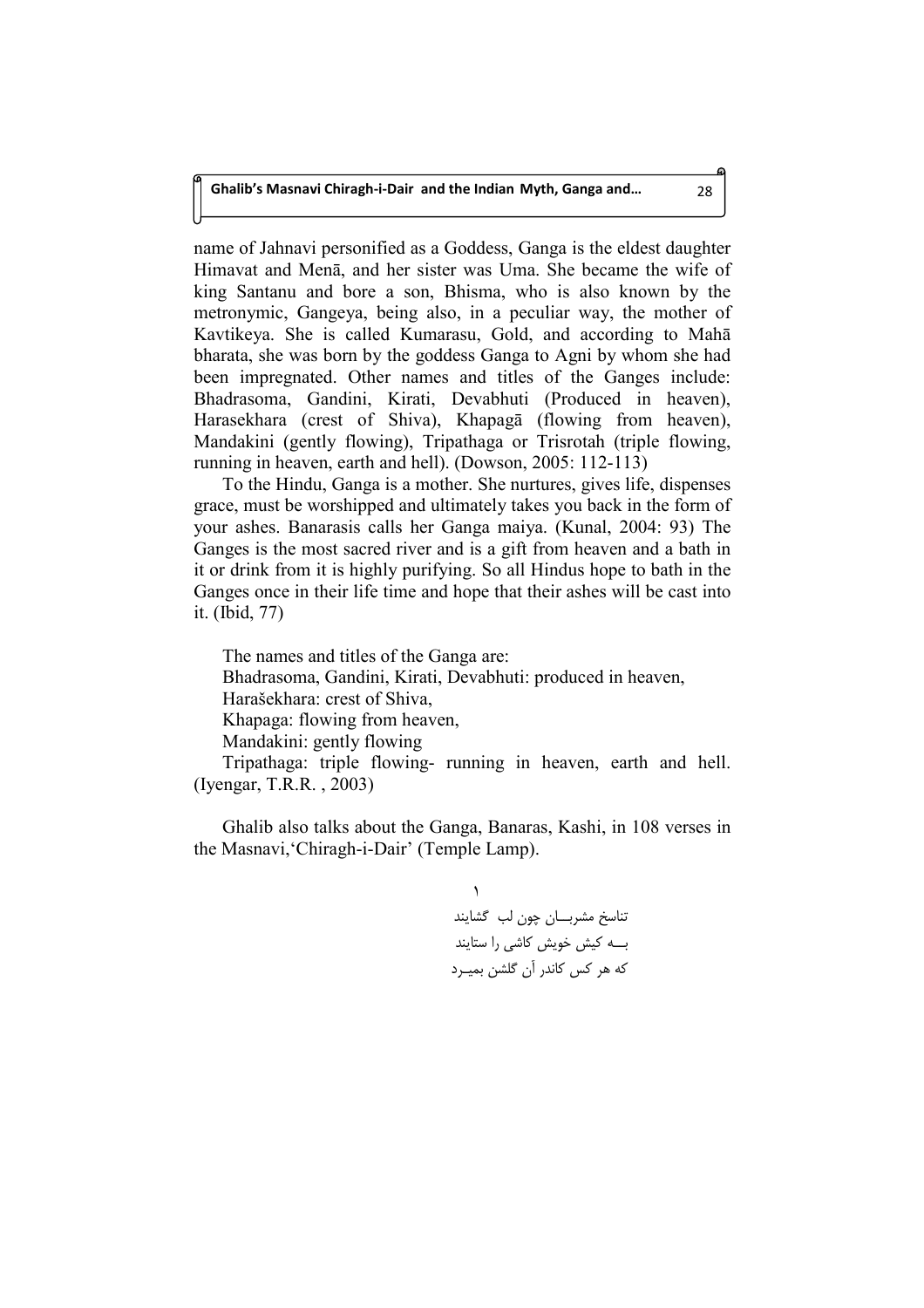name of Jahnavi personified as a Goddess, Ganga is the eldest daughter Himavat and Menā, and her sister was Uma. She became the wife of king Santanu and bore a son, Bhisma, who is also known by the metronymic, Gangeya, being also, in a peculiar way, the mother of Kavtikeya. She is called Kumarasu, Gold, and according to Mahā bharata, she was born by the goddess Ganga to Agni by whom she had been impregnated. Other names and titles of the Ganges include: Bhadrasoma, Gandini, Kirati, Devabhuti (Produced in heaven), Harasekhara (crest of Shiva), Khapagā (flowing from heaven), Mandakini (gently flowing), Tripathaga or Trisrotah (triple flowing, running in heaven, earth and hell). (Dowson, 2005: 112-113)

To the Hindu, Ganga is a mother. She nurtures, gives life, dispenses grace, must be worshipped and ultimately takes you back in the form of your ashes. Banarasis calls her Ganga maiya. (Kunal, 2004: 93) The Ganges is the most sacred river and is a gift from heaven and a bath in it or drink from it is highly purifying. So all Hindus hope to bath in the Ganges once in their life time and hope that their ashes will be cast into it. (Ibid, 77)

The names and titles of the Ganga are:
Bhadrasoma, Gandini, Kirati, Devabhuti: produced in heaven,
Harašekhara: crest of Shiva,
Khapaga: flowing from heaven,
Mandakini: gently flowing
Tripathaga: triple flowing- running in heaven, earth and hell. (Iyengar, T.R.R. , 2003)

Ghalib also talks about the Ganga, Banaras, Kashi, in 108 verses in the Masnavi,'Chiragh-i-Dair' (Temple Lamp).

۱

تناسخ مشربــان چون لب گشایند
بـــه کیش خویش کاشی را ستایند
که هر کس کاندر آن گلشن بمیـرد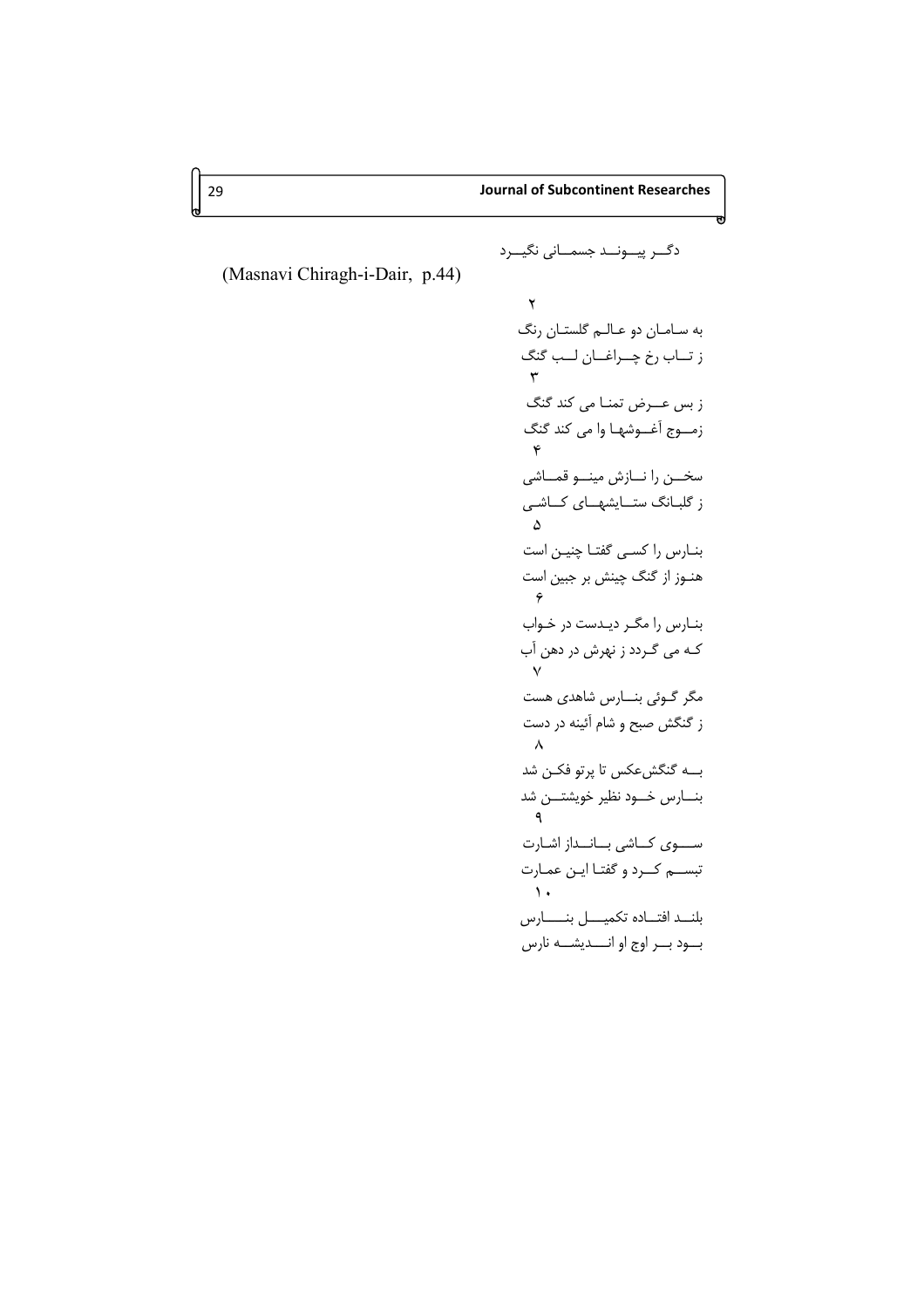دگـر پیـونـد جسمـانی نگیـرد

(Masnavi Chiragh-i-Dair, p.44)

۲

به سامان دو عالم گلستان رنگ

ز تاب رخ چراغان لب گنگ

۳

ز بس عرض تمنا می کند گنگ

زموج آغوشها وا می کند گنگ

۴

سخن را نازش مینو قماشی

ز گلبانگ ستایشهای کاشی

۵

بنارس را کسی گفتا چنین است

هنوز از گنگ چینش بر جبین است

۶

بنارس را مگر دیدست در خواب

که می گردد ز نهرش در دهن آب

۷

مگر گوئی بنارس شاهدی هست

ز گنگش صبح و شام آئینه در دست

۸

به گنگش‌عکس تا پرتو فکن شد

بنارس خود نظیر خویشتن شد

۹

سوی کاشی بانداز اشارت

تبسم کرد و گفتا این عمارت

۱۰

بلند افتاده تکمیل بنارس

بود بر اوج او اندیشه نارس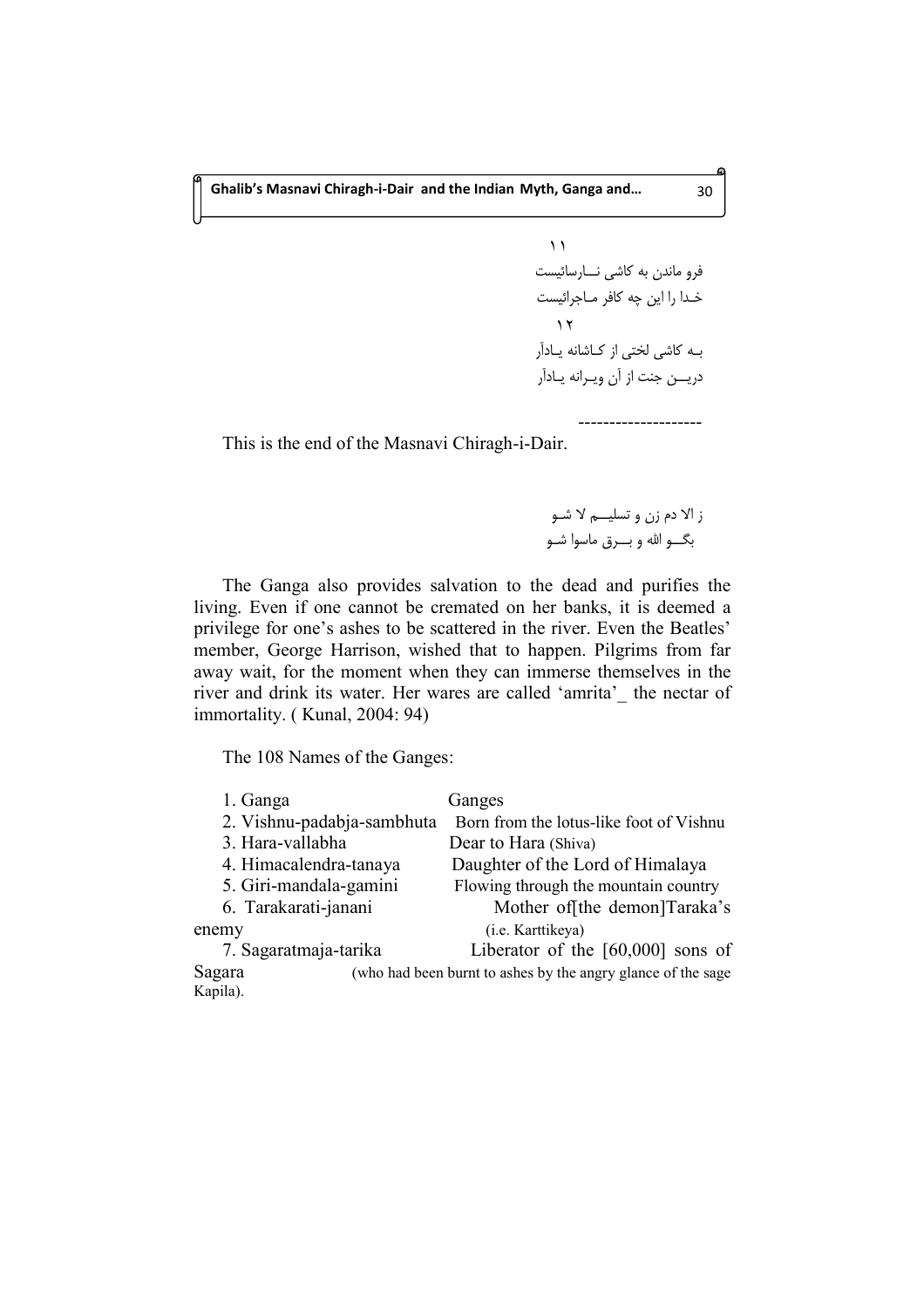۱۱

فرو ماندن به کاشی نـــارسائیست

خـدا را این چه کافر مـاجرائیست

۱۲

بـه کاشی لختی از کـاشانه یـادآر

دریـــن جنت از آن ویـرانه یـادآر

--------------------

This is the end of the Masnavi Chiragh-i-Dair.

ز الا دم زن و تسلیـــم لا شـو

بگـــو الله و بـــرق ماسوا شـو

The Ganga also provides salvation to the dead and purifies the living. Even if one cannot be cremated on her banks, it is deemed a privilege for one's ashes to be scattered in the river. Even the Beatles' member, George Harrison, wished that to happen. Pilgrims from far away wait, for the moment when they can immerse themselves in the river and drink its water. Her wares are called 'amrita'_ the nectar of immortality. ( Kunal, 2004: 94)

The 108 Names of the Ganges:

| | |
|---|---|
| 1. Ganga | Ganges |
| 2. Vishnu-padabja-sambhuta | Born from the lotus-like foot of Vishnu |
| 3. Hara-vallabha | Dear to Hara (Shiva) |
| 4. Himacalendra-tanaya | Daughter of the Lord of Himalaya |
| 5. Giri-mandala-gamini | Flowing through the mountain country |
| 6. Tarakarati-janani | Mother of[the demon]Taraka's enemy (i.e. Karttikeya) |
| 7. Sagaratmaja-tarika | Liberator of the [60,000] sons of Sagara (who had been burnt to ashes by the angry glance of the sage Kapila). |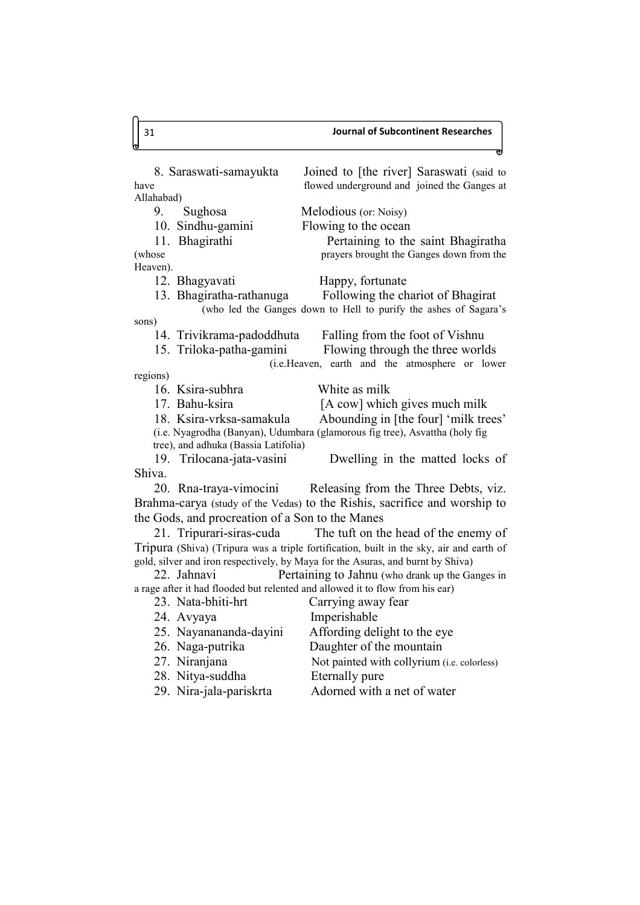8. Saraswati-samayukta    Joined to [the river] Saraswati (said to have flowed underground and joined the Ganges at Allahabad)

9. Sughosa    Melodious (or: Noisy)

10. Sindhu-gamini    Flowing to the ocean

11. Bhagirathi    Pertaining to the saint Bhagiratha (whose prayers brought the Ganges down from the Heaven).

12. Bhagyavati    Happy, fortunate

13. Bhagiratha-rathanuga    Following the chariot of Bhagirat (who led the Ganges down to Hell to purify the ashes of Sagara's sons)

14. Trivikrama-padoddhuta    Falling from the foot of Vishnu

15. Triloka-patha-gamini    Flowing through the three worlds (i.e.Heaven, earth and the atmosphere or lower regions)

16. Ksira-subhra    White as milk

17. Bahu-ksira    [A cow] which gives much milk

18. Ksira-vrksa-samakula    Abounding in [the four] 'milk trees' (i.e. Nyagrodha (Banyan), Udumbara (glamorous fig tree), Asvattha (holy fig tree), and adhuka (Bassia Latifolia)

19. Trilocana-jata-vasini    Dwelling in the matted locks of Shiva.

20. Rna-traya-vimocini    Releasing from the Three Debts, viz. Brahma-carya (study of the Vedas) to the Rishis, sacrifice and worship to the Gods, and procreation of a Son to the Manes

21. Tripurari-siras-cuda    The tuft on the head of the enemy of Tripura (Shiva) (Tripura was a triple fortification, built in the sky, air and earth of gold, silver and iron respectively, by Maya for the Asuras, and burnt by Shiva)

22. Jahnavi    Pertaining to Jahnu (who drank up the Ganges in a rage after it had flooded but relented and allowed it to flow from his ear)

23. Nata-bhiti-hrt    Carrying away fear

24. Avyaya    Imperishable

25. Nayanananda-dayini    Affording delight to the eye

26. Naga-putrika    Daughter of the mountain

27. Niranjana    Not painted with collyrium (i.e. colorless)

28. Nitya-suddha    Eternally pure

29. Nira-jala-pariskrta    Adorned with a net of water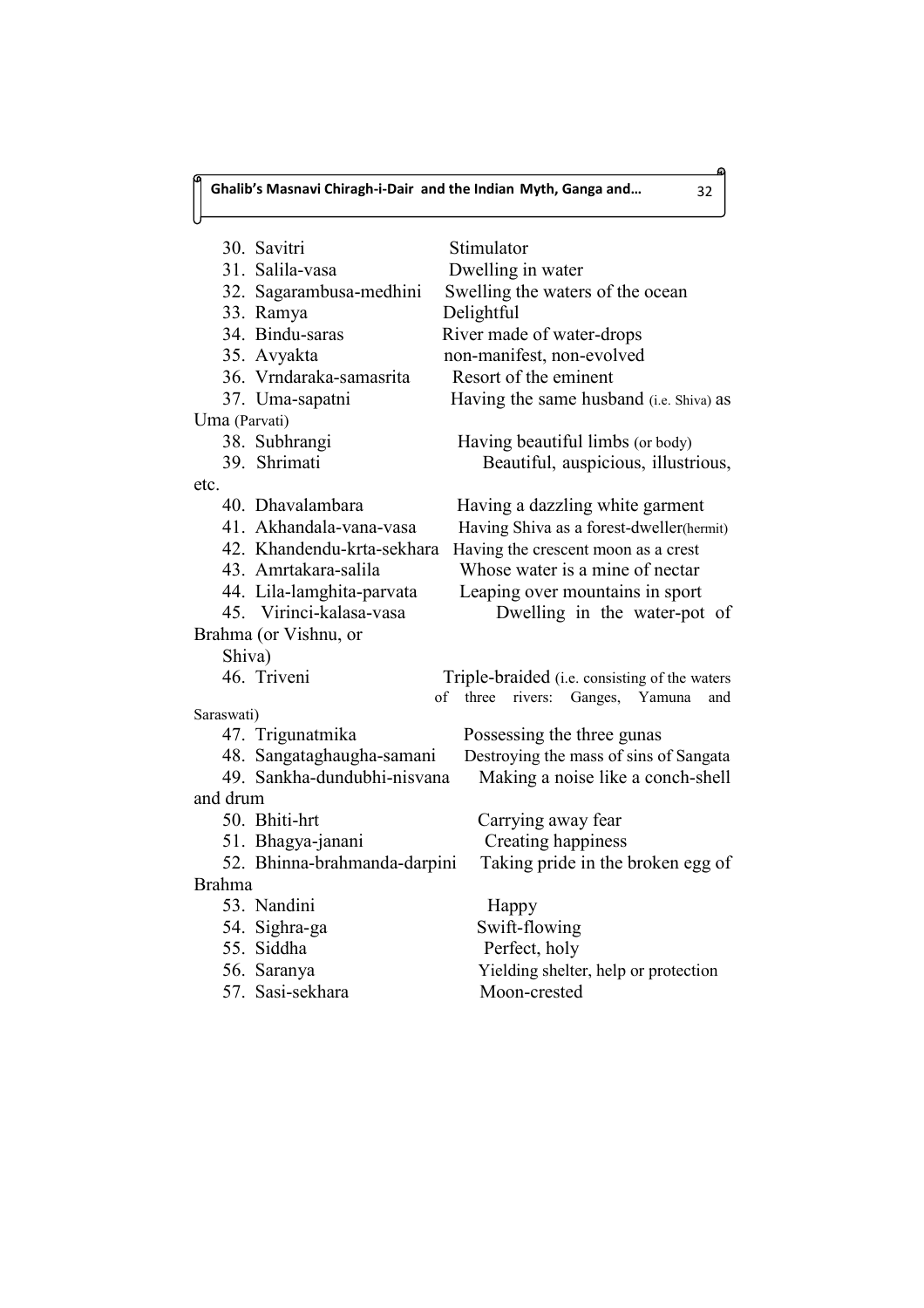30. Savitri — Stimulator
31. Salila-vasa — Dwelling in water
32. Sagarambusa-medhini — Swelling the waters of the ocean
33. Ramya — Delightful
34. Bindu-saras — River made of water-drops
35. Avyakta — non-manifest, non-evolved
36. Vrndaraka-samasrita — Resort of the eminent
37. Uma-sapatni — Having the same husband (i.e. Shiva) as Uma (Parvati)
38. Subhrangi — Having beautiful limbs (or body)
39. Shrimati — Beautiful, auspicious, illustrious, etc.
40. Dhavalambara — Having a dazzling white garment
41. Akhandala-vana-vasa — Having Shiva as a forest-dweller(hermit)
42. Khandendu-krta-sekhara — Having the crescent moon as a crest
43. Amrtakara-salila — Whose water is a mine of nectar
44. Lila-lamghita-parvata — Leaping over mountains in sport
45. Virinci-kalasa-vasa — Dwelling in the water-pot of Brahma (or Vishnu, or Shiva)
46. Triveni — Triple-braided (i.e. consisting of the waters of three rivers: Ganges, Yamuna and Saraswati)
47. Trigunatmika — Possessing the three gunas
48. Sangataghaugha-samani — Destroying the mass of sins of Sangata
49. Sankha-dundubhi-nisvana — Making a noise like a conch-shell and drum
50. Bhiti-hrt — Carrying away fear
51. Bhagya-janani — Creating happiness
52. Bhinna-brahmanda-darpini — Taking pride in the broken egg of Brahma
53. Nandini — Happy
54. Sighra-ga — Swift-flowing
55. Siddha — Perfect, holy
56. Saranya — Yielding shelter, help or protection
57. Sasi-sekhara — Moon-crested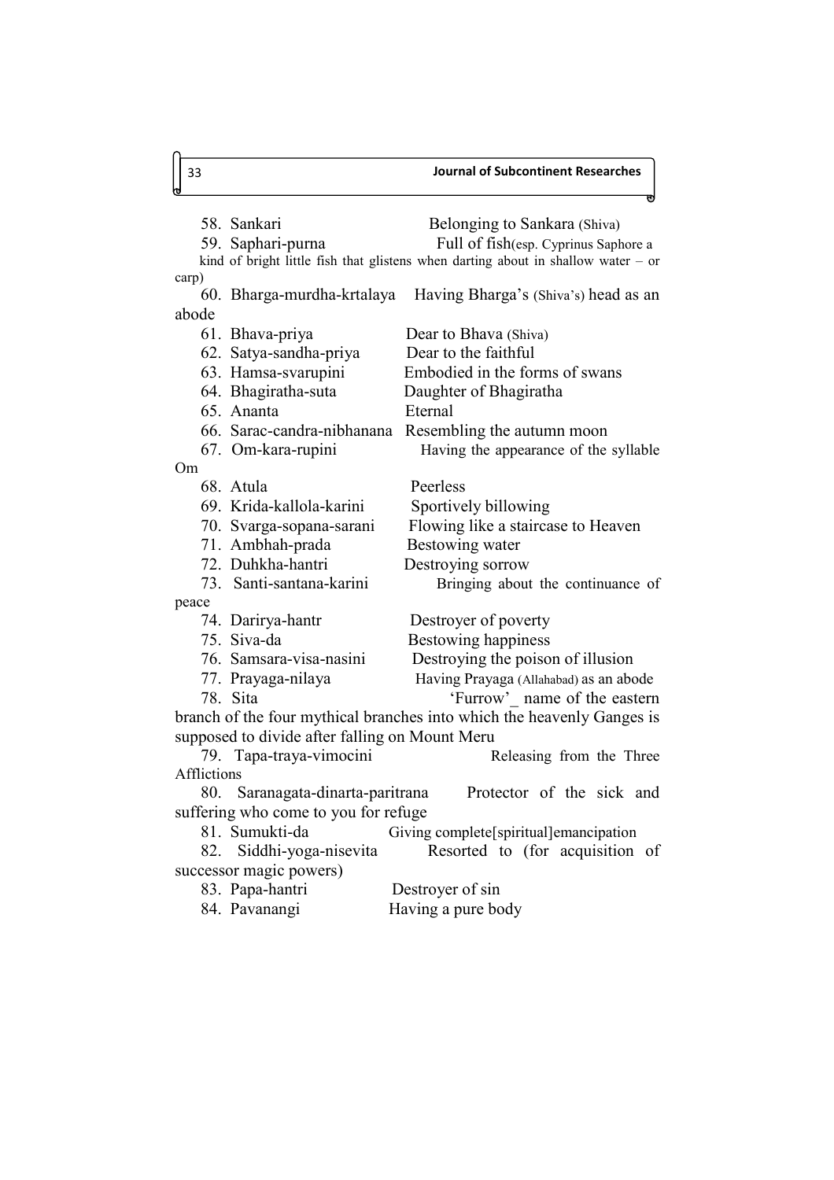58. Sankari — Belonging to Sankara (Shiva)
59. Saphari-purna — Full of fish(esp. Cyprinus Saphore a kind of bright little fish that glistens when darting about in shallow water – or carp)
60. Bharga-murdha-krtalaya — Having Bharga’s (Shiva’s) head as an abode
61. Bhava-priya — Dear to Bhava (Shiva)
62. Satya-sandha-priya — Dear to the faithful
63. Hamsa-svarupini — Embodied in the forms of swans
64. Bhagiratha-suta — Daughter of Bhagiratha
65. Ananta — Eternal
66. Sarac-candra-nibhanana — Resembling the autumn moon
67. Om-kara-rupini — Having the appearance of the syllable Om
68. Atula — Peerless
69. Krida-kallola-karini — Sportively billowing
70. Svarga-sopana-sarani — Flowing like a staircase to Heaven
71. Ambhah-prada — Bestowing water
72. Duhkha-hantri — Destroying sorrow
73. Santi-santana-karini — Bringing about the continuance of peace
74. Darirya-hantr — Destroyer of poverty
75. Siva-da — Bestowing happiness
76. Samsara-visa-nasini — Destroying the poison of illusion
77. Prayaga-nilaya — Having Prayaga (Allahabad) as an abode
78. Sita — ‘Furrow’_ name of the eastern branch of the four mythical branches into which the heavenly Ganges is supposed to divide after falling on Mount Meru
79. Tapa-traya-vimocini — Releasing from the Three Afflictions
80. Saranagata-dinarta-paritrana — Protector of the sick and suffering who come to you for refuge
81. Sumukti-da — Giving complete[spiritual]emancipation
82. Siddhi-yoga-nisevita — Resorted to (for acquisition of successor magic powers)
83. Papa-hantri — Destroyer of sin
84. Pavanangi — Having a pure body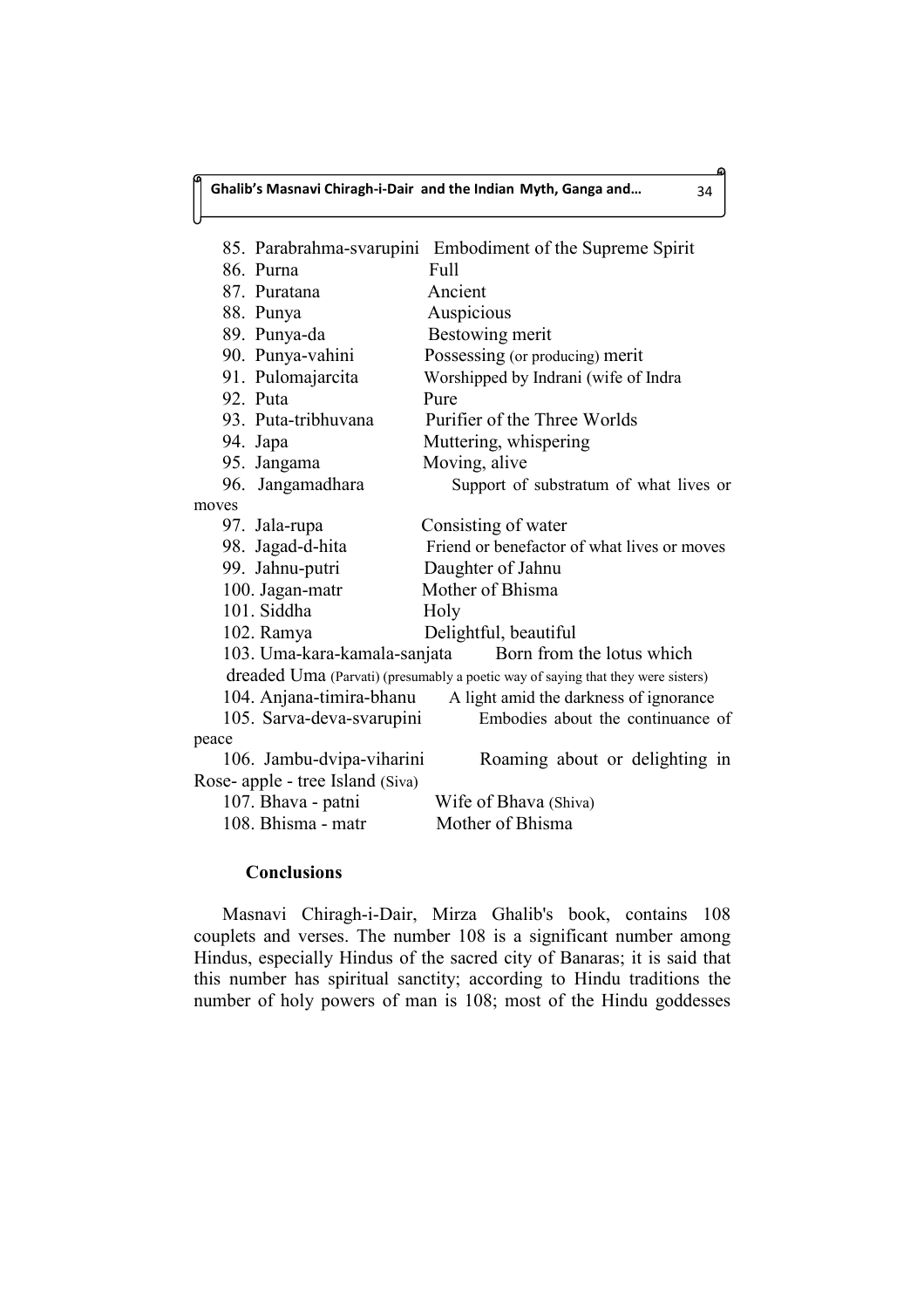85. Parabrahma-svarupini Embodiment of the Supreme Spirit
86. Purna Full
87. Puratana Ancient
88. Punya Auspicious
89. Punya-da Bestowing merit
90. Punya-vahini Possessing (or producing) merit
91. Pulomajarcita Worshipped by Indrani (wife of Indra
92. Puta Pure
93. Puta-tribhuvana Purifier of the Three Worlds
94. Japa Muttering, whispering
95. Jangama Moving, alive
96. Jangamadhara Support of substratum of what lives or moves
97. Jala-rupa Consisting of water
98. Jagad-d-hita Friend or benefactor of what lives or moves
99. Jahnu-putri Daughter of Jahnu
100. Jagan-matr Mother of Bhisma
101. Siddha Holy
102. Ramya Delightful, beautiful
103. Uma-kara-kamala-sanjata Born from the lotus which dreaded Uma (Parvati) (presumably a poetic way of saying that they were sisters)
104. Anjana-timira-bhanu A light amid the darkness of ignorance
105. Sarva-deva-svarupini Embodies about the continuance of peace
106. Jambu-dvipa-viharini Roaming about or delighting in Rose- apple - tree Island (Siva)
107. Bhava - patni Wife of Bhava (Shiva)
108. Bhisma - matr Mother of Bhisma

**Conclusions**

Masnavi Chiragh-i-Dair, Mirza Ghalib's book, contains 108 couplets and verses. The number 108 is a significant number among Hindus, especially Hindus of the sacred city of Banaras; it is said that this number has spiritual sanctity; according to Hindu traditions the number of holy powers of man is 108; most of the Hindu goddesses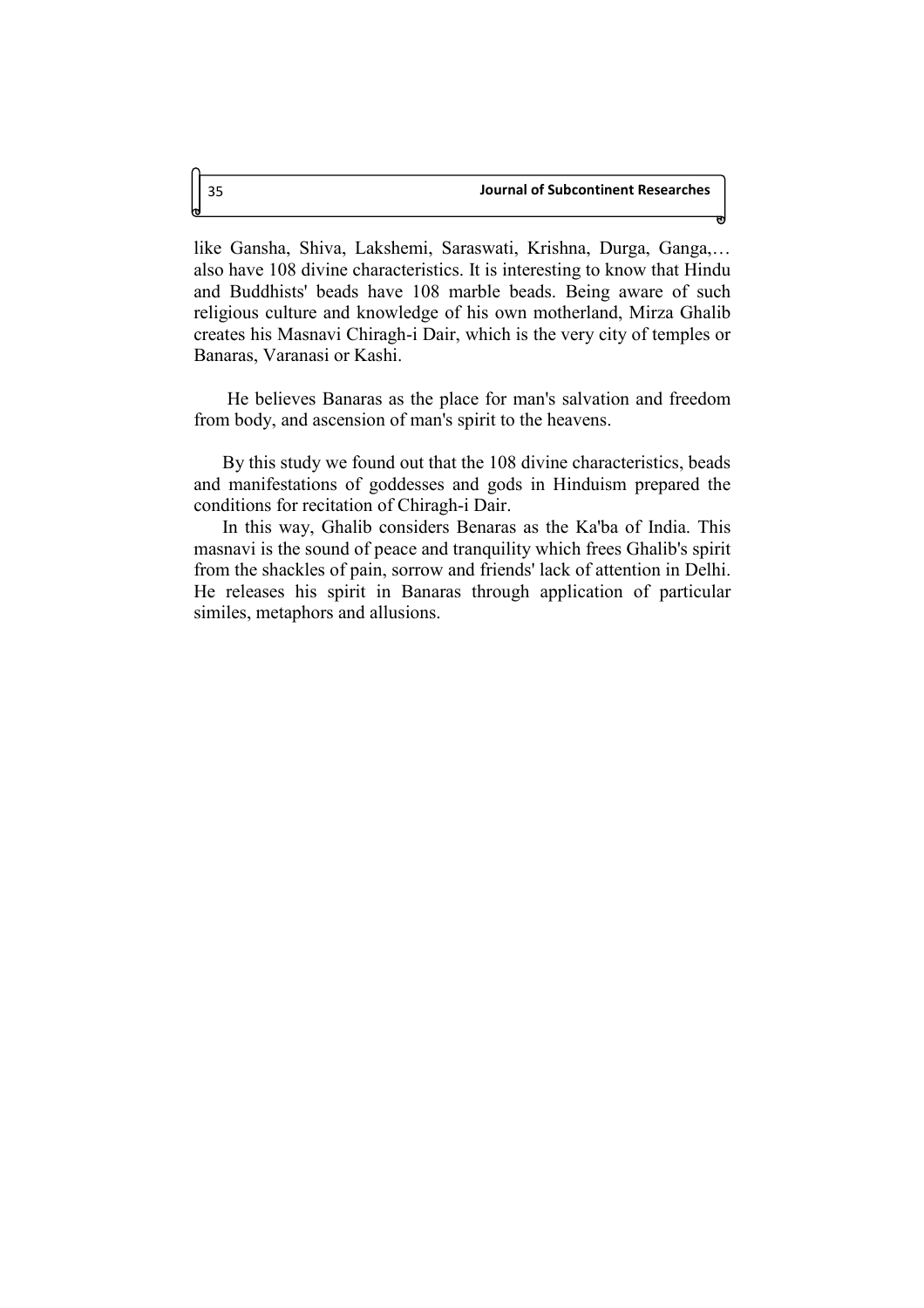like Gansha, Shiva, Lakshemi, Saraswati, Krishna, Durga, Ganga,… also have 108 divine characteristics. It is interesting to know that Hindu and Buddhists' beads have 108 marble beads. Being aware of such religious culture and knowledge of his own motherland, Mirza Ghalib creates his Masnavi Chiragh-i Dair, which is the very city of temples or Banaras, Varanasi or Kashi.

He believes Banaras as the place for man's salvation and freedom from body, and ascension of man's spirit to the heavens.

By this study we found out that the 108 divine characteristics, beads and manifestations of goddesses and gods in Hinduism prepared the conditions for recitation of Chiragh-i Dair.

In this way, Ghalib considers Benaras as the Ka'ba of India. This masnavi is the sound of peace and tranquility which frees Ghalib's spirit from the shackles of pain, sorrow and friends' lack of attention in Delhi. He releases his spirit in Banaras through application of particular similes, metaphors and allusions.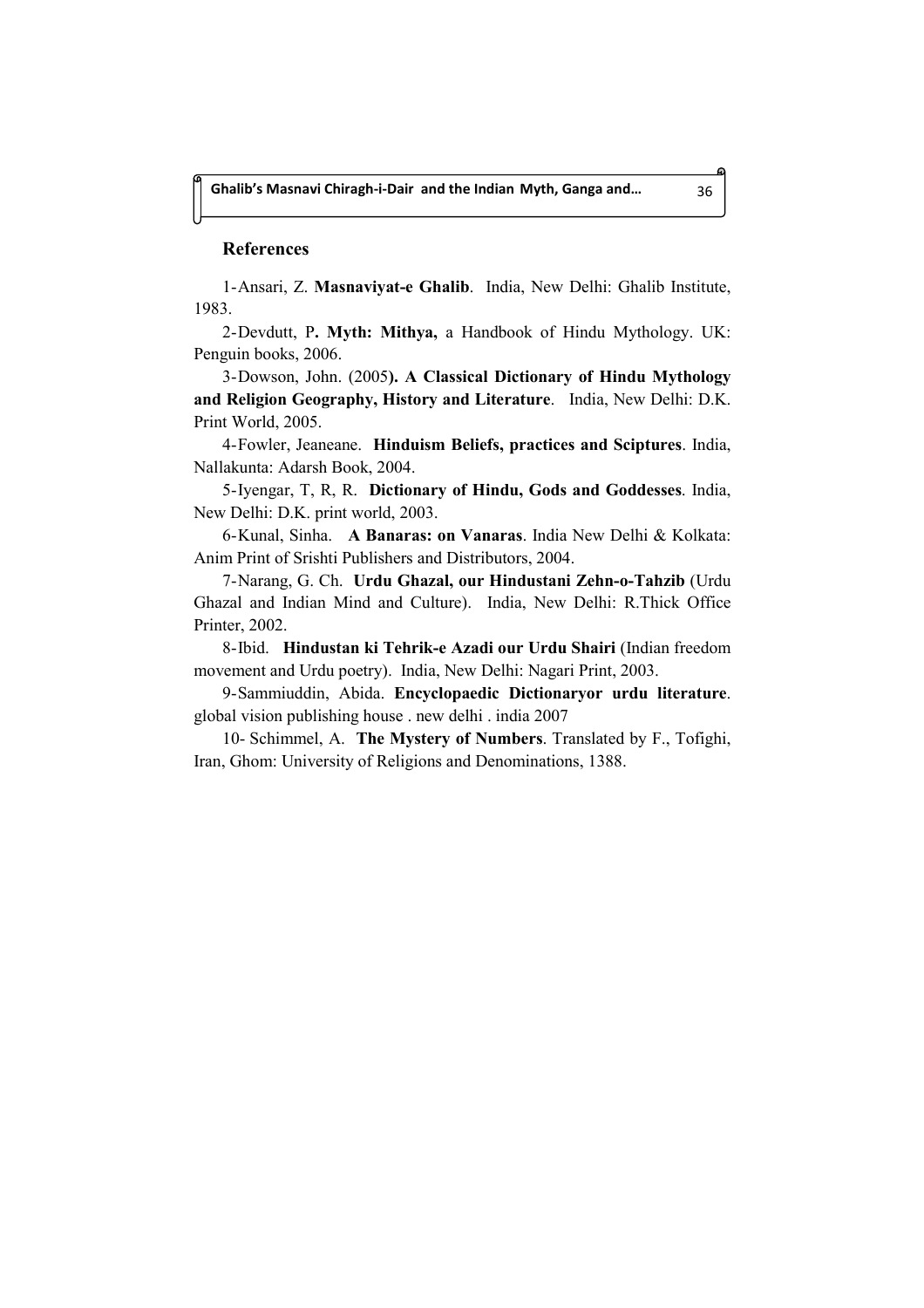## References

1-Ansari, Z. **Masnaviyat-e Ghalib**. India, New Delhi: Ghalib Institute, 1983.

2-Devdutt, P**. Myth: Mithya,** a Handbook of Hindu Mythology. UK: Penguin books, 2006.

3-Dowson, John. (2005**). A Classical Dictionary of Hindu Mythology and Religion Geography, History and Literature**. India, New Delhi: D.K. Print World, 2005.

4-Fowler, Jeaneane. **Hinduism Beliefs, practices and Sciptures**. India, Nallakunta: Adarsh Book, 2004.

5-Iyengar, T, R, R. **Dictionary of Hindu, Gods and Goddesses**. India, New Delhi: D.K. print world, 2003.

6-Kunal, Sinha. **A Banaras: on Vanaras**. India New Delhi & Kolkata: Anim Print of Srishti Publishers and Distributors, 2004.

7-Narang, G. Ch. **Urdu Ghazal, our Hindustani Zehn-o-Tahzib** (Urdu Ghazal and Indian Mind and Culture). India, New Delhi: R.Thick Office Printer, 2002.

8-Ibid. **Hindustan ki Tehrik-e Azadi our Urdu Shairi** (Indian freedom movement and Urdu poetry). India, New Delhi: Nagari Print, 2003.

9-Sammiuddin, Abida. **Encyclopaedic Dictionaryor urdu literature**. global vision publishing house . new delhi . india 2007

10- Schimmel, A. **The Mystery of Numbers**. Translated by F., Tofighi, Iran, Ghom: University of Religions and Denominations, 1388.